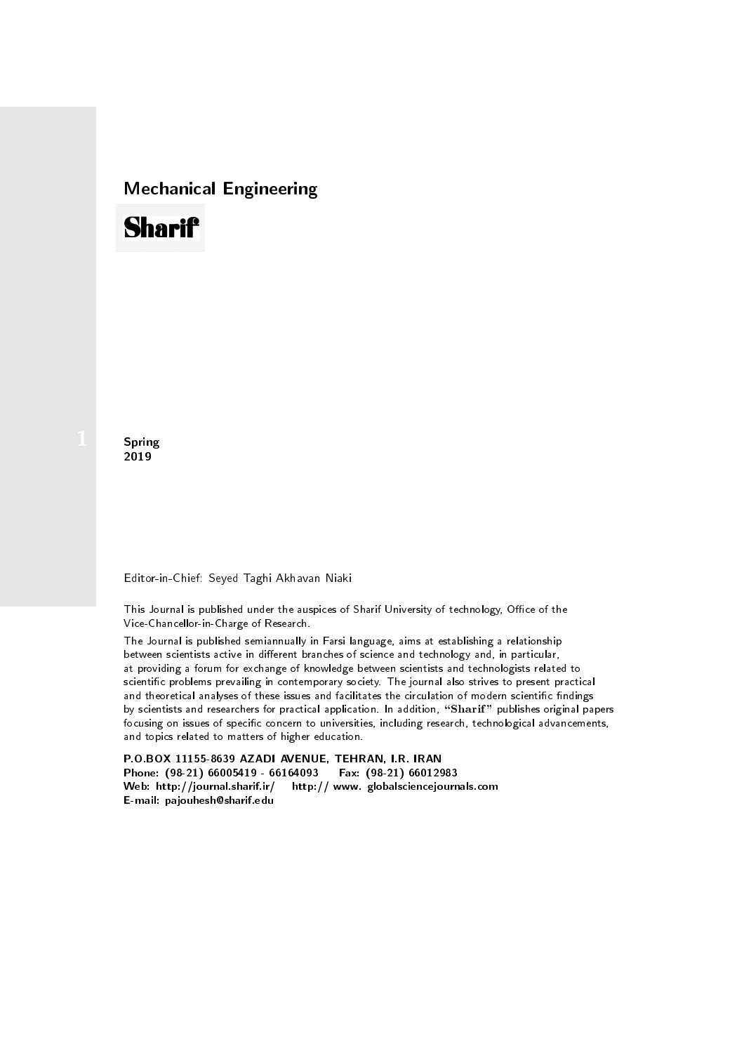## Mechanical Engineering

# Sharif

1

**Spring**
**2019**

Editor-in-Chief: Seyed Taghi Akhavan Niaki

This Journal is published under the auspices of Sharif University of technology, Office of the Vice-Chancellor-in-Charge of Research.

The Journal is published semiannually in Farsi language, aims at establishing a relationship between scientists active in different branches of science and technology and, in particular, at providing a forum for exchange of knowledge between scientists and technologists related to scientific problems prevailing in contemporary society. The journal also strives to present practical and theoretical analyses of these issues and facilitates the circulation of modern scientific findings by scientists and researchers for practical application. In addition, "**Sharif**" publishes original papers focusing on issues of specific concern to universities, including research, technological advancements, and topics related to matters of higher education.

**P.O.BOX 11155-8639 AZADI AVENUE, TEHRAN, I.R. IRAN**
**Phone: (98-21) 66005419 - 66164093 Fax: (98-21) 66012983**
**Web: http://journal.sharif.ir/ http:// www. globalsciencejournals.com**
**E-mail: pajouhesh@sharif.edu**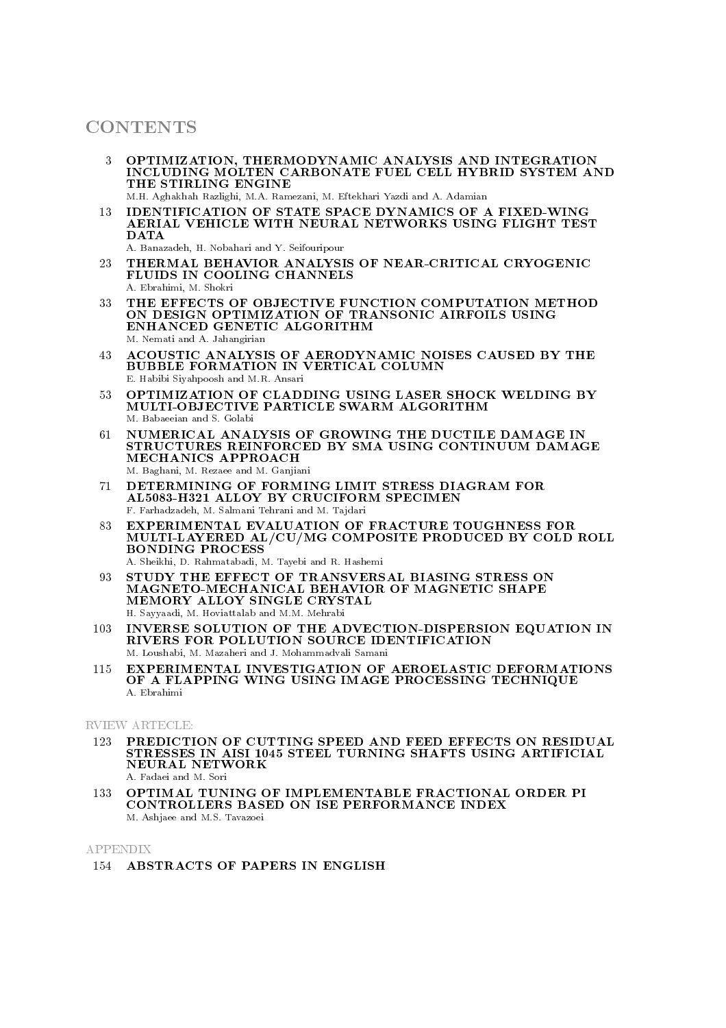# CONTENTS

3 **OPTIMIZATION, THERMODYNAMIC ANALYSIS AND INTEGRATION INCLUDING MOLTEN CARBONATE FUEL CELL HYBRID SYSTEM AND THE STIRLING ENGINE**
M.H. Aghakhah Razlighi, M.A. Ramezani, M. Eftekhari Yazdi and A. Adamian

13 **IDENTIFICATION OF STATE SPACE DYNAMICS OF A FIXED-WING AERIAL VEHICLE WITH NEURAL NETWORKS USING FLIGHT TEST DATA**
A. Banazadeh, H. Nobahari and Y. Seifouripour

23 **THERMAL BEHAVIOR ANALYSIS OF NEAR-CRITICAL CRYOGENIC FLUIDS IN COOLING CHANNELS**
A. Ebrahimi, M. Shokri

33 **THE EFFECTS OF OBJECTIVE FUNCTION COMPUTATION METHOD ON DESIGN OPTIMIZATION OF TRANSONIC AIRFOILS USING ENHANCED GENETIC ALGORITHM**
M. Nemati and A. Jahangirian

43 **ACOUSTIC ANALYSIS OF AERODYNAMIC NOISES CAUSED BY THE BUBBLE FORMATION IN VERTICAL COLUMN**
E. Habibi Siyahpoosh and M.R. Ansari

53 **OPTIMIZATION OF CLADDING USING LASER SHOCK WELDING BY MULTI-OBJECTIVE PARTICLE SWARM ALGORITHM**
M. Babaeeian and S. Golabi

61 **NUMERICAL ANALYSIS OF GROWING THE DUCTILE DAMAGE IN STRUCTURES REINFORCED BY SMA USING CONTINUUM DAMAGE MECHANICS APPROACH**
M. Baghani, M. Rezaee and M. Ganjiani

71 **DETERMINING OF FORMING LIMIT STRESS DIAGRAM FOR AL5083-H321 ALLOY BY CRUCIFORM SPECIMEN**
F. Farhadzadeh, M. Salmani Tehrani and M. Tajdari

83 **EXPERIMENTAL EVALUATION OF FRACTURE TOUGHNESS FOR MULTI-LAYERED AL/CU/MG COMPOSITE PRODUCED BY COLD ROLL BONDING PROCESS**
A. Sheikhi, D. Rahmatabadi, M. Tayebi and R. Hashemi

93 **STUDY THE EFFECT OF TRANSVERSAL BIASING STRESS ON MAGNETO-MECHANICAL BEHAVIOR OF MAGNETIC SHAPE MEMORY ALLOY SINGLE CRYSTAL**
H. Sayyaadi, M. Hoviattalab and M.M. Mehrabi

103 **INVERSE SOLUTION OF THE ADVECTION-DISPERSION EQUATION IN RIVERS FOR POLLUTION SOURCE IDENTIFICATION**
M. Loushabi, M. Mazaheri and J. Mohammadvali Samani

115 **EXPERIMENTAL INVESTIGATION OF AEROELASTIC DEFORMATIONS OF A FLAPPING WING USING IMAGE PROCESSING TECHNIQUE**
A. Ebrahimi

RVIEW ARTECLE:

123 **PREDICTION OF CUTTING SPEED AND FEED EFFECTS ON RESIDUAL STRESSES IN AISI 1045 STEEL TURNING SHAFTS USING ARTIFICIAL NEURAL NETWORK**
A. Fadaei and M. Sori

133 **OPTIMAL TUNING OF IMPLEMENTABLE FRACTIONAL ORDER PI CONTROLLERS BASED ON ISE PERFORMANCE INDEX**
M. Ashjaee and M.S. Tavazoei

APPENDIX

154 **ABSTRACTS OF PAPERS IN ENGLISH**